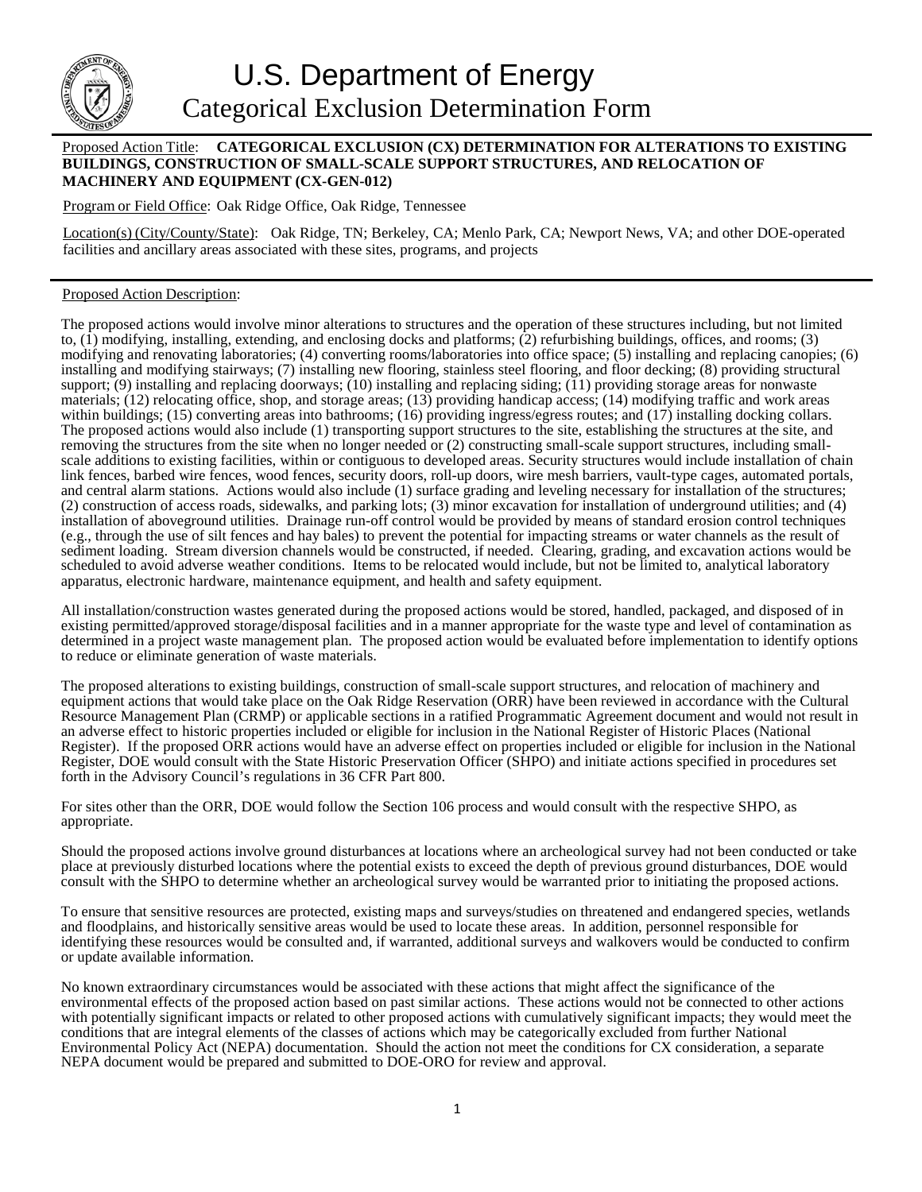# U.S. Department of Energy

## Categorical Exclusion Determination Form

Proposed Action Title: **CATEGORICAL EXCLUSION (CX) DETERMINATION FOR ALTERATIONS TO EXISTING BUILDINGS, CONSTRUCTION OF SMALL-SCALE SUPPORT STRUCTURES, AND RELOCATION OF MACHINERY AND EQUIPMENT (CX-GEN-012)**

Program or Field Office: Oak Ridge Office, Oak Ridge, Tennessee

Location(s) (City/County/State): Oak Ridge, TN; Berkeley, CA; Menlo Park, CA; Newport News, VA; and other DOE-operated facilities and ancillary areas associated with these sites, programs, and projects

---

Proposed Action Description:

The proposed actions would involve minor alterations to structures and the operation of these structures including, but not limited to, (1) modifying, installing, extending, and enclosing docks and platforms; (2) refurbishing buildings, offices, and rooms; (3) modifying and renovating laboratories; (4) converting rooms/laboratories into office space; (5) installing and replacing canopies; (6) installing and modifying stairways; (7) installing new flooring, stainless steel flooring, and floor decking; (8) providing structural support; (9) installing and replacing doorways; (10) installing and replacing siding; (11) providing storage areas for nonwaste materials; (12) relocating office, shop, and storage areas; (13) providing handicap access; (14) modifying traffic and work areas within buildings; (15) converting areas into bathrooms; (16) providing ingress/egress routes; and (17) installing docking collars. The proposed actions would also include (1) transporting support structures to the site, establishing the structures at the site, and removing the structures from the site when no longer needed or (2) constructing small-scale support structures, including small-scale additions to existing facilities, within or contiguous to developed areas. Security structures would include installation of chain link fences, barbed wire fences, wood fences, security doors, roll-up doors, wire mesh barriers, vault-type cages, automated portals, and central alarm stations. Actions would also include (1) surface grading and leveling necessary for installation of the structures; (2) construction of access roads, sidewalks, and parking lots; (3) minor excavation for installation of underground utilities; and (4) installation of aboveground utilities. Drainage run-off control would be provided by means of standard erosion control techniques (e.g., through the use of silt fences and hay bales) to prevent the potential for impacting streams or water channels as the result of sediment loading. Stream diversion channels would be constructed, if needed. Clearing, grading, and excavation actions would be scheduled to avoid adverse weather conditions. Items to be relocated would include, but not be limited to, analytical laboratory apparatus, electronic hardware, maintenance equipment, and health and safety equipment.

All installation/construction wastes generated during the proposed actions would be stored, handled, packaged, and disposed of in existing permitted/approved storage/disposal facilities and in a manner appropriate for the waste type and level of contamination as determined in a project waste management plan. The proposed action would be evaluated before implementation to identify options to reduce or eliminate generation of waste materials.

The proposed alterations to existing buildings, construction of small-scale support structures, and relocation of machinery and equipment actions that would take place on the Oak Ridge Reservation (ORR) have been reviewed in accordance with the Cultural Resource Management Plan (CRMP) or applicable sections in a ratified Programmatic Agreement document and would not result in an adverse effect to historic properties included or eligible for inclusion in the National Register of Historic Places (National Register). If the proposed ORR actions would have an adverse effect on properties included or eligible for inclusion in the National Register, DOE would consult with the State Historic Preservation Officer (SHPO) and initiate actions specified in procedures set forth in the Advisory Council's regulations in 36 CFR Part 800.

For sites other than the ORR, DOE would follow the Section 106 process and would consult with the respective SHPO, as appropriate.

Should the proposed actions involve ground disturbances at locations where an archeological survey had not been conducted or take place at previously disturbed locations where the potential exists to exceed the depth of previous ground disturbances, DOE would consult with the SHPO to determine whether an archeological survey would be warranted prior to initiating the proposed actions.

To ensure that sensitive resources are protected, existing maps and surveys/studies on threatened and endangered species, wetlands and floodplains, and historically sensitive areas would be used to locate these areas. In addition, personnel responsible for identifying these resources would be consulted and, if warranted, additional surveys and walkovers would be conducted to confirm or update available information.

No known extraordinary circumstances would be associated with these actions that might affect the significance of the environmental effects of the proposed action based on past similar actions. These actions would not be connected to other actions with potentially significant impacts or related to other proposed actions with cumulatively significant impacts; they would meet the conditions that are integral elements of the classes of actions which may be categorically excluded from further National Environmental Policy Act (NEPA) documentation. Should the action not meet the conditions for CX consideration, a separate NEPA document would be prepared and submitted to DOE-ORO for review and approval.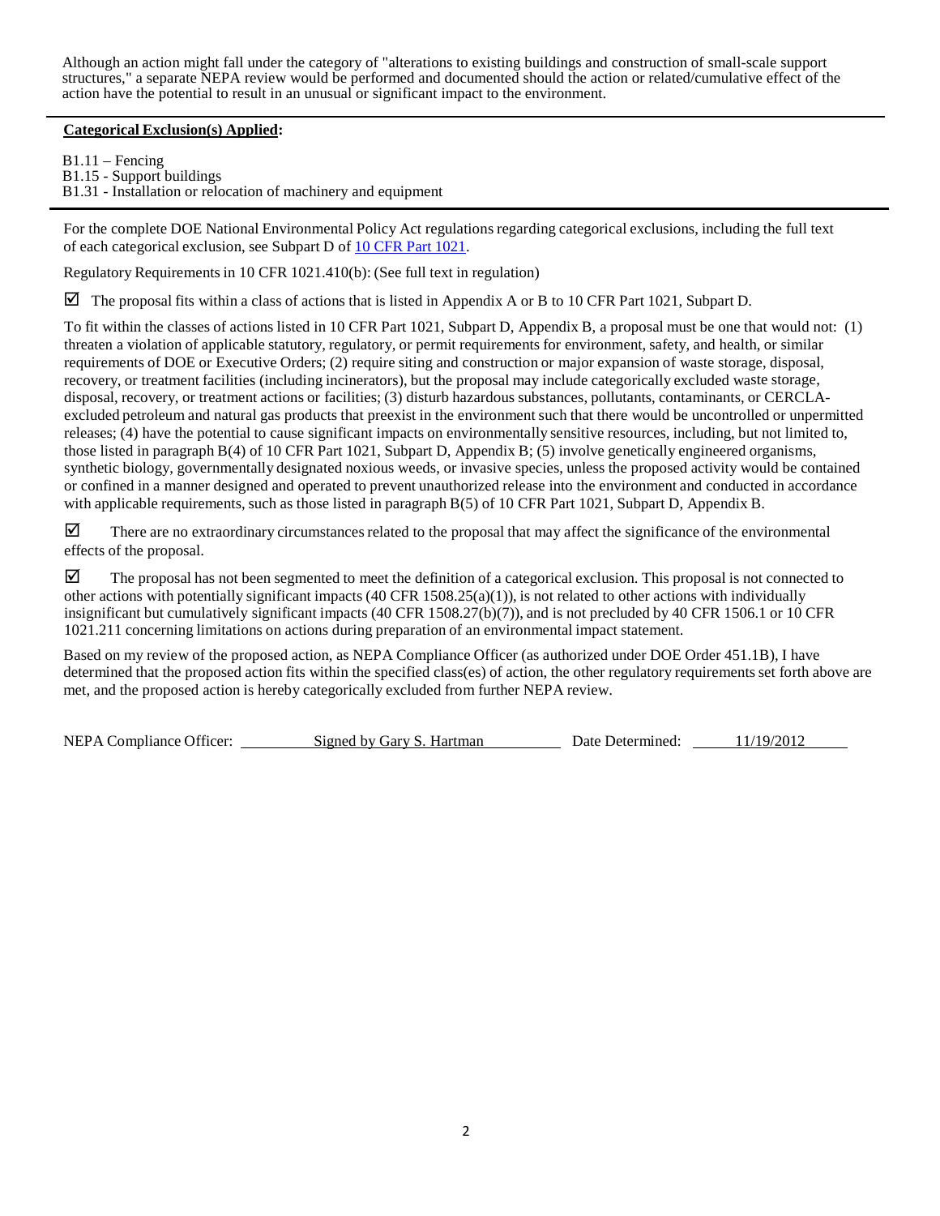Although an action might fall under the category of "alterations to existing buildings and construction of small-scale support structures," a separate NEPA review would be performed and documented should the action or related/cumulative effect of the action have the potential to result in an unusual or significant impact to the environment.

**Categorical Exclusion(s) Applied:**

B1.11 – Fencing
B1.15 - Support buildings
B1.31 - Installation or relocation of machinery and equipment

For the complete DOE National Environmental Policy Act regulations regarding categorical exclusions, including the full text of each categorical exclusion, see Subpart D of 10 CFR Part 1021.

Regulatory Requirements in 10 CFR 1021.410(b): (See full text in regulation)

☑ The proposal fits within a class of actions that is listed in Appendix A or B to 10 CFR Part 1021, Subpart D.

To fit within the classes of actions listed in 10 CFR Part 1021, Subpart D, Appendix B, a proposal must be one that would not: (1) threaten a violation of applicable statutory, regulatory, or permit requirements for environment, safety, and health, or similar requirements of DOE or Executive Orders; (2) require siting and construction or major expansion of waste storage, disposal, recovery, or treatment facilities (including incinerators), but the proposal may include categorically excluded waste storage, disposal, recovery, or treatment actions or facilities; (3) disturb hazardous substances, pollutants, contaminants, or CERCLA-excluded petroleum and natural gas products that preexist in the environment such that there would be uncontrolled or unpermitted releases; (4) have the potential to cause significant impacts on environmentally sensitive resources, including, but not limited to, those listed in paragraph B(4) of 10 CFR Part 1021, Subpart D, Appendix B; (5) involve genetically engineered organisms, synthetic biology, governmentally designated noxious weeds, or invasive species, unless the proposed activity would be contained or confined in a manner designed and operated to prevent unauthorized release into the environment and conducted in accordance with applicable requirements, such as those listed in paragraph B(5) of 10 CFR Part 1021, Subpart D, Appendix B.

☑ There are no extraordinary circumstances related to the proposal that may affect the significance of the environmental effects of the proposal.

☑ The proposal has not been segmented to meet the definition of a categorical exclusion. This proposal is not connected to other actions with potentially significant impacts (40 CFR 1508.25(a)(1)), is not related to other actions with individually insignificant but cumulatively significant impacts (40 CFR 1508.27(b)(7)), and is not precluded by 40 CFR 1506.1 or 10 CFR 1021.211 concerning limitations on actions during preparation of an environmental impact statement.

Based on my review of the proposed action, as NEPA Compliance Officer (as authorized under DOE Order 451.1B), I have determined that the proposed action fits within the specified class(es) of action, the other regulatory requirements set forth above are met, and the proposed action is hereby categorically excluded from further NEPA review.

NEPA Compliance Officer: Signed by Gary S. Hartman Date Determined: 11/19/2012